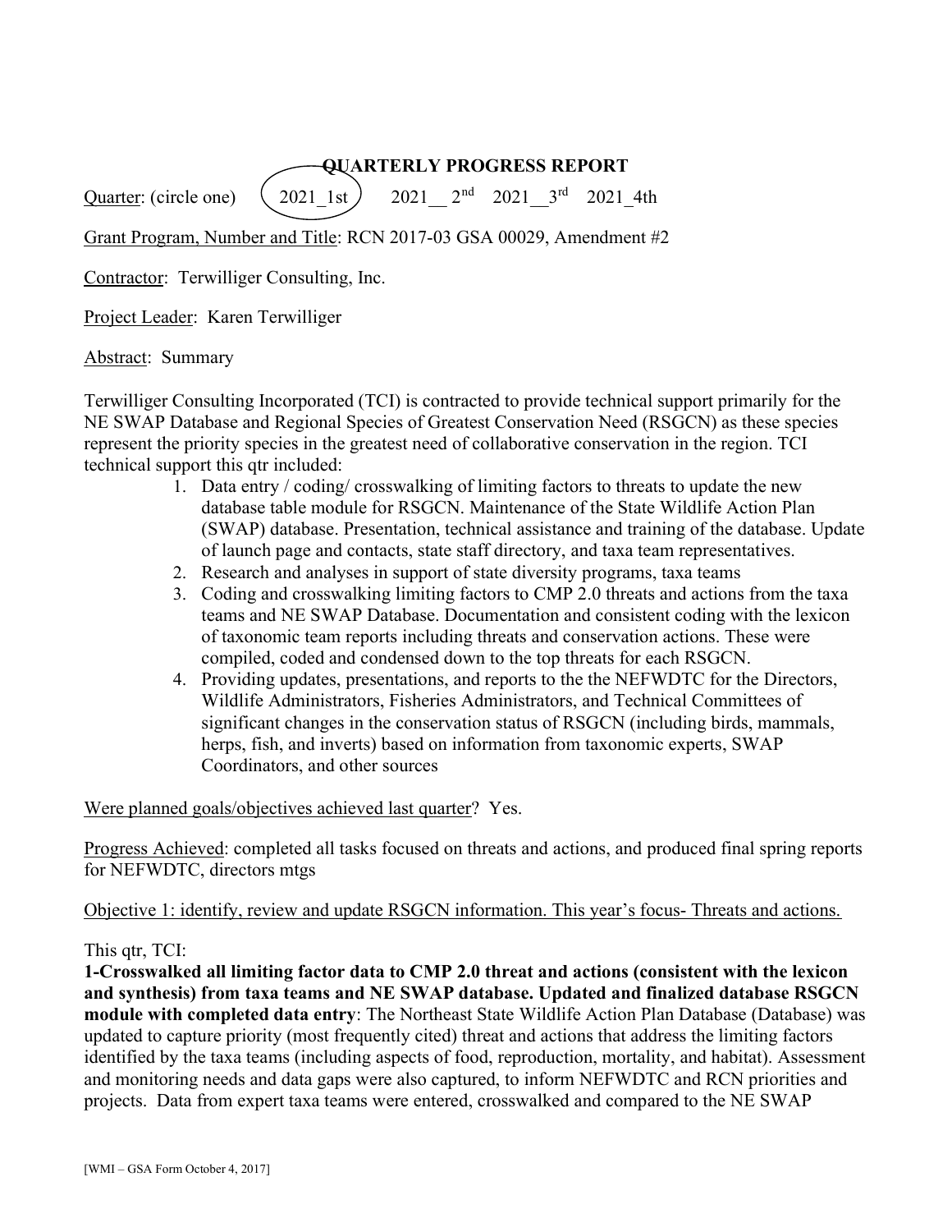# QUARTERLY PROGRESS REPORT

Quarter: (circle one) **(2021_1st)** 2021__ 2nd 2021__3rd 2021_4th

Grant Program, Number and Title: RCN 2017-03 GSA 00029, Amendment #2

Contractor: Terwilliger Consulting, Inc.

Project Leader: Karen Terwilliger

Abstract: Summary

Terwilliger Consulting Incorporated (TCI) is contracted to provide technical support primarily for the NE SWAP Database and Regional Species of Greatest Conservation Need (RSGCN) as these species represent the priority species in the greatest need of collaborative conservation in the region. TCI technical support this qtr included:

1. Data entry / coding/ crosswalking of limiting factors to threats to update the new database table module for RSGCN. Maintenance of the State Wildlife Action Plan (SWAP) database. Presentation, technical assistance and training of the database. Update of launch page and contacts, state staff directory, and taxa team representatives.
2. Research and analyses in support of state diversity programs, taxa teams
3. Coding and crosswalking limiting factors to CMP 2.0 threats and actions from the taxa teams and NE SWAP Database. Documentation and consistent coding with the lexicon of taxonomic team reports including threats and conservation actions. These were compiled, coded and condensed down to the top threats for each RSGCN.
4. Providing updates, presentations, and reports to the the NEFWDTC for the Directors, Wildlife Administrators, Fisheries Administrators, and Technical Committees of significant changes in the conservation status of RSGCN (including birds, mammals, herps, fish, and inverts) based on information from taxonomic experts, SWAP Coordinators, and other sources

Were planned goals/objectives achieved last quarter? Yes.

Progress Achieved: completed all tasks focused on threats and actions, and produced final spring reports for NEFWDTC, directors mtgs

Objective 1: identify, review and update RSGCN information. This year's focus- Threats and actions.

This qtr, TCI:

**1-Crosswalked all limiting factor data to CMP 2.0 threat and actions (consistent with the lexicon and synthesis) from taxa teams and NE SWAP database. Updated and finalized database RSGCN module with completed data entry**: The Northeast State Wildlife Action Plan Database (Database) was updated to capture priority (most frequently cited) threat and actions that address the limiting factors identified by the taxa teams (including aspects of food, reproduction, mortality, and habitat). Assessment and monitoring needs and data gaps were also captured, to inform NEFWDTC and RCN priorities and projects. Data from expert taxa teams were entered, crosswalked and compared to the NE SWAP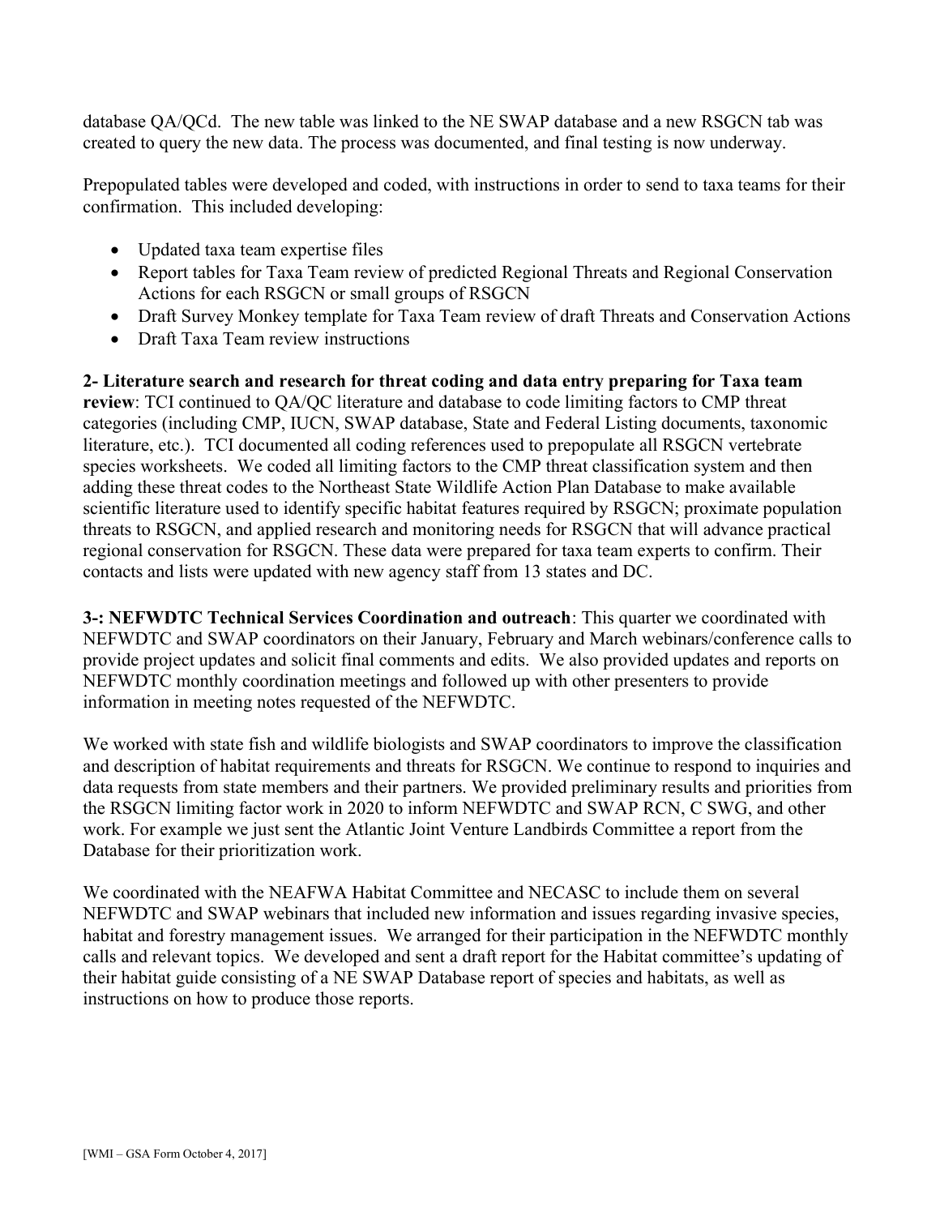database QA/QCd. The new table was linked to the NE SWAP database and a new RSGCN tab was created to query the new data. The process was documented, and final testing is now underway.

Prepopulated tables were developed and coded, with instructions in order to send to taxa teams for their confirmation. This included developing:

- Updated taxa team expertise files
- Report tables for Taxa Team review of predicted Regional Threats and Regional Conservation Actions for each RSGCN or small groups of RSGCN
- Draft Survey Monkey template for Taxa Team review of draft Threats and Conservation Actions
- Draft Taxa Team review instructions

**2- Literature search and research for threat coding and data entry preparing for Taxa team review**: TCI continued to QA/QC literature and database to code limiting factors to CMP threat categories (including CMP, IUCN, SWAP database, State and Federal Listing documents, taxonomic literature, etc.). TCI documented all coding references used to prepopulate all RSGCN vertebrate species worksheets. We coded all limiting factors to the CMP threat classification system and then adding these threat codes to the Northeast State Wildlife Action Plan Database to make available scientific literature used to identify specific habitat features required by RSGCN; proximate population threats to RSGCN, and applied research and monitoring needs for RSGCN that will advance practical regional conservation for RSGCN. These data were prepared for taxa team experts to confirm. Their contacts and lists were updated with new agency staff from 13 states and DC.

**3-: NEFWDTC Technical Services Coordination and outreach**: This quarter we coordinated with NEFWDTC and SWAP coordinators on their January, February and March webinars/conference calls to provide project updates and solicit final comments and edits. We also provided updates and reports on NEFWDTC monthly coordination meetings and followed up with other presenters to provide information in meeting notes requested of the NEFWDTC.

We worked with state fish and wildlife biologists and SWAP coordinators to improve the classification and description of habitat requirements and threats for RSGCN. We continue to respond to inquiries and data requests from state members and their partners. We provided preliminary results and priorities from the RSGCN limiting factor work in 2020 to inform NEFWDTC and SWAP RCN, C SWG, and other work. For example we just sent the Atlantic Joint Venture Landbirds Committee a report from the Database for their prioritization work.

We coordinated with the NEAFWA Habitat Committee and NECASC to include them on several NEFWDTC and SWAP webinars that included new information and issues regarding invasive species, habitat and forestry management issues. We arranged for their participation in the NEFWDTC monthly calls and relevant topics. We developed and sent a draft report for the Habitat committee's updating of their habitat guide consisting of a NE SWAP Database report of species and habitats, as well as instructions on how to produce those reports.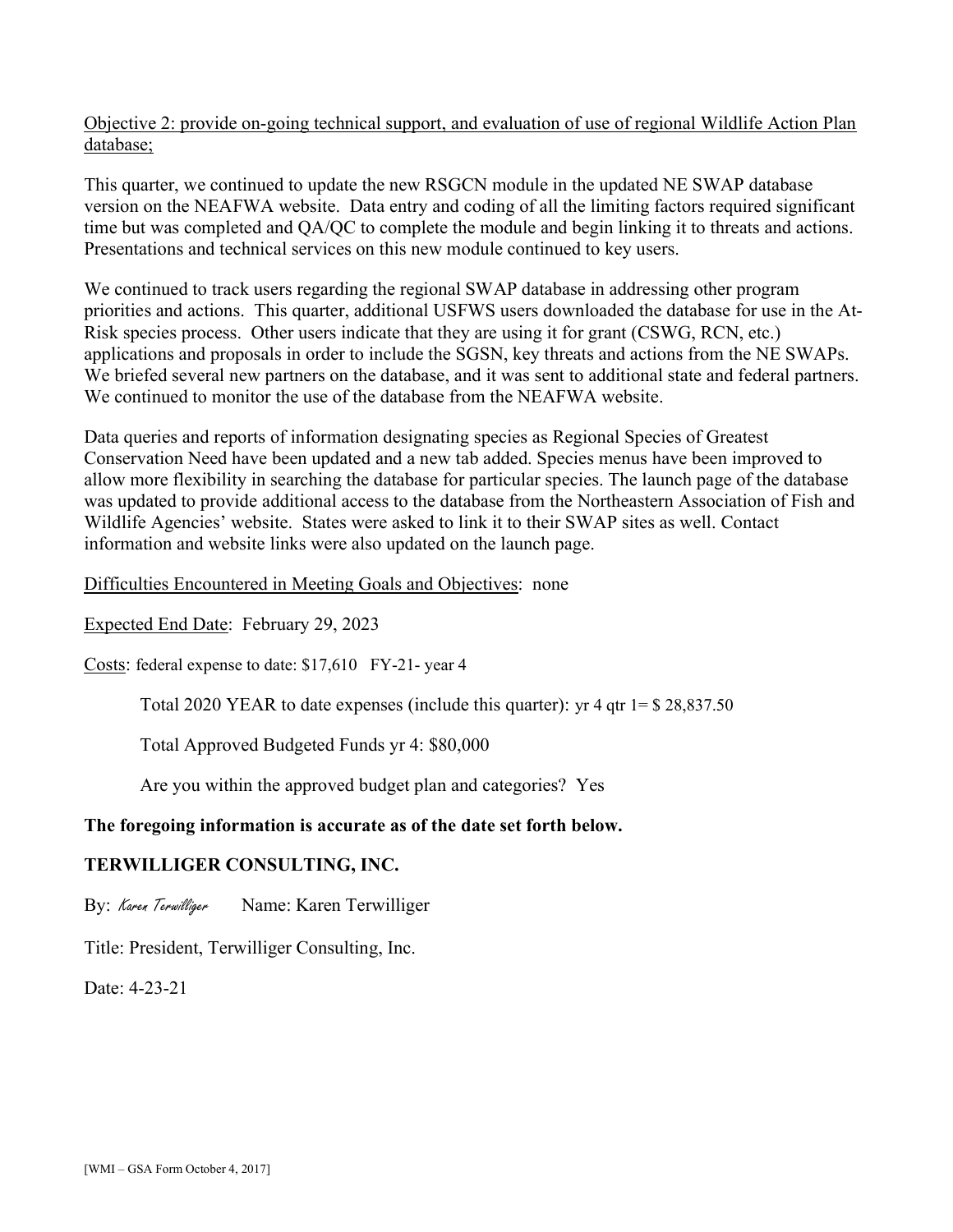Objective 2: provide on-going technical support, and evaluation of use of regional Wildlife Action Plan database;

This quarter, we continued to update the new RSGCN module in the updated NE SWAP database version on the NEAFWA website. Data entry and coding of all the limiting factors required significant time but was completed and QA/QC to complete the module and begin linking it to threats and actions. Presentations and technical services on this new module continued to key users.

We continued to track users regarding the regional SWAP database in addressing other program priorities and actions. This quarter, additional USFWS users downloaded the database for use in the At-Risk species process. Other users indicate that they are using it for grant (CSWG, RCN, etc.) applications and proposals in order to include the SGSN, key threats and actions from the NE SWAPs. We briefed several new partners on the database, and it was sent to additional state and federal partners. We continued to monitor the use of the database from the NEAFWA website.

Data queries and reports of information designating species as Regional Species of Greatest Conservation Need have been updated and a new tab added. Species menus have been improved to allow more flexibility in searching the database for particular species. The launch page of the database was updated to provide additional access to the database from the Northeastern Association of Fish and Wildlife Agencies' website. States were asked to link it to their SWAP sites as well. Contact information and website links were also updated on the launch page.

Difficulties Encountered in Meeting Goals and Objectives: none

Expected End Date: February 29, 2023

Costs: federal expense to date: $17,610 FY-21- year 4

Total 2020 YEAR to date expenses (include this quarter): yr 4 qtr 1= $ 28,837.50

Total Approved Budgeted Funds yr 4: $80,000

Are you within the approved budget plan and categories? Yes

**The foregoing information is accurate as of the date set forth below.**

**TERWILLIGER CONSULTING, INC.**

By: *Karen Terwilliger* Name: Karen Terwilliger

Title: President, Terwilliger Consulting, Inc.

Date: 4-23-21

[WMI – GSA Form October 4, 2017]